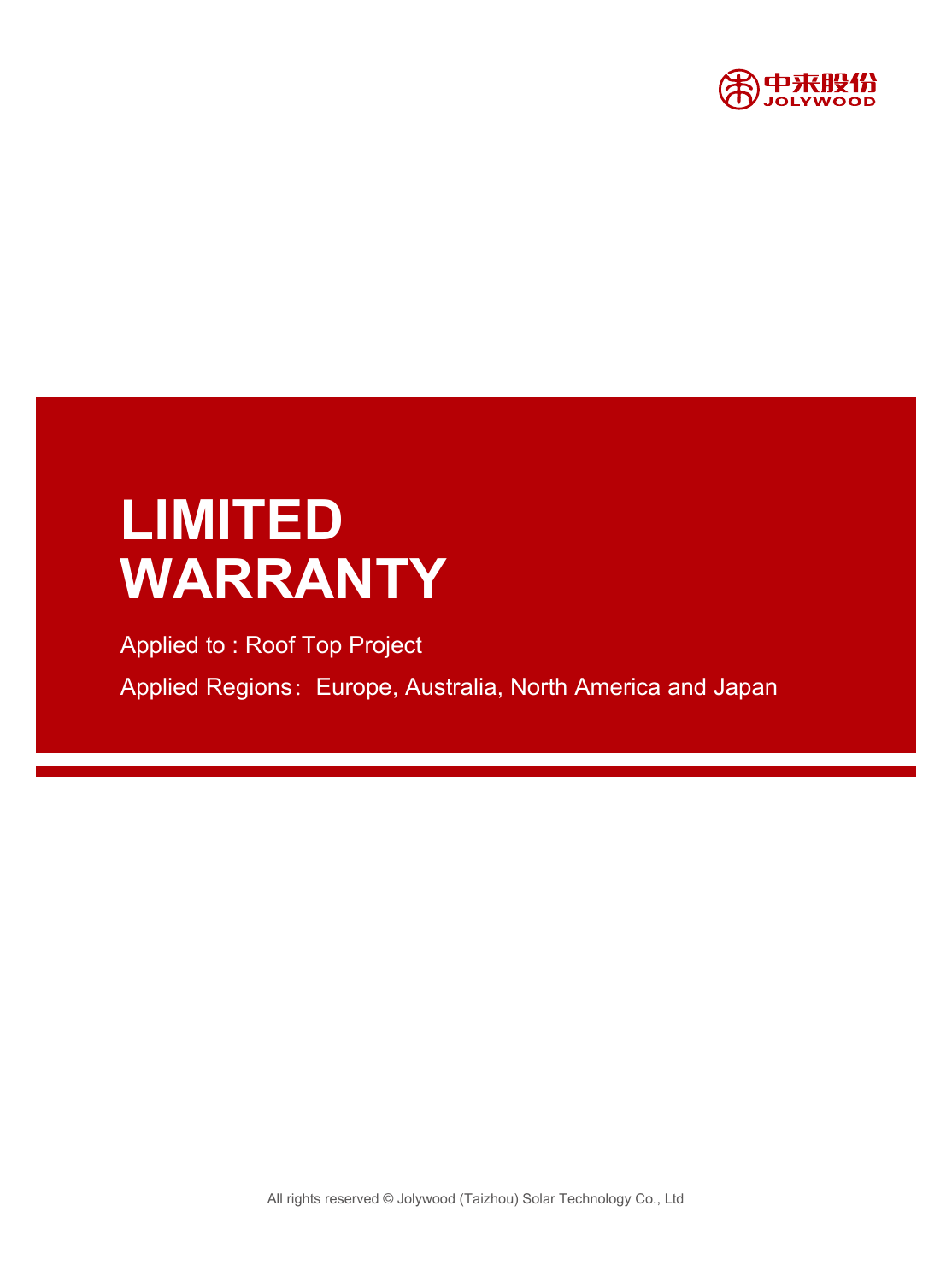中来股份
JOLYWOOD

# LIMITED WARRANTY

Applied to : Roof Top Project

Applied Regions：Europe, Australia, North America and Japan

All rights reserved © Jolywood (Taizhou) Solar Technology Co., Ltd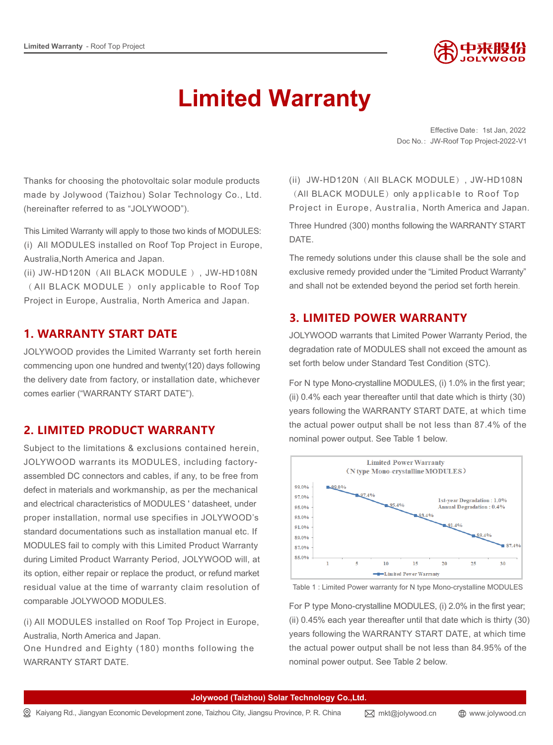# Limited Warranty

Effective Date：1st Jan, 2022

Doc No.：JW-Roof Top Project-2022-V1

Thanks for choosing the photovoltaic solar module products made by Jolywood (Taizhou) Solar Technology Co., Ltd. (hereinafter referred to as "JOLYWOOD").

This Limited Warranty will apply to those two kinds of MODULES:
(i) All MODULES installed on Roof Top Project in Europe, Australia,North America and Japan.
(ii) JW-HD120N（All BLACK MODULE），JW-HD108N（All BLACK MODULE）only applicable to Roof Top Project in Europe, Australia, North America and Japan.

## 1. WARRANTY START DATE

JOLYWOOD provides the Limited Warranty set forth herein commencing upon one hundred and twenty(120) days following the delivery date from factory, or installation date, whichever comes earlier ("WARRANTY START DATE").

## 2. LIMITED PRODUCT WARRANTY

Subject to the limitations & exclusions contained herein, JOLYWOOD warrants its MODULES, including factory-assembled DC connectors and cables, if any, to be free from defect in materials and workmanship, as per the mechanical and electrical characteristics of MODULES ' datasheet, under proper installation, normal use specifies in JOLYWOOD's standard documentations such as installation manual etc. If MODULES fail to comply with this Limited Product Warranty during Limited Product Warranty Period, JOLYWOOD will, at its option, either repair or replace the product, or refund market residual value at the time of warranty claim resolution of comparable JOLYWOOD MODULES.

(i) All MODULES installed on Roof Top Project in Europe, Australia, North America and Japan.
One Hundred and Eighty (180) months following the WARRANTY START DATE.

(ii) JW-HD120N（All BLACK MODULE），JW-HD108N（All BLACK MODULE）only applicable to Roof Top Project in Europe, Australia, North America and Japan.

Three Hundred (300) months following the WARRANTY START DATE.

The remedy solutions under this clause shall be the sole and exclusive remedy provided under the "Limited Product Warranty" and shall not be extended beyond the period set forth herein.

## 3. LIMITED POWER WARRANTY

JOLYWOOD warrants that Limited Power Warranty Period, the degradation rate of MODULES shall not exceed the amount as set forth below under Standard Test Condition (STC).

For N type Mono-crystalline MODULES, (i) 1.0% in the first year; (ii) 0.4% each year thereafter until that date which is thirty (30) years following the WARRANTY START DATE, at which time the actual power output shall be not less than 87.4% of the nominal power output. See Table 1 below.

**Limited Power Warranty (N type Mono-crystalline MODULES)**

1st-year Degradation : 1.0%
Annual Degradation : 0.4%

| Year | 1 | 5 | 10 | 15 | 20 | 25 | 30 |
|---|---|---|---|---|---|---|---|
| Limited Power Warranty | 99.0% | 97.4% | 95.4% | 93.4% | 91.4% | 89.4% | 87.4% |

Table 1 : Limited Power warranty for N type Mono-crystalline MODULES

For P type Mono-crystalline MODULES, (i) 2.0% in the first year; (ii) 0.45% each year thereafter until that date which is thirty (30) years following the WARRANTY START DATE, at which time the actual power output shall be not less than 84.95% of the nominal power output. See Table 2 below.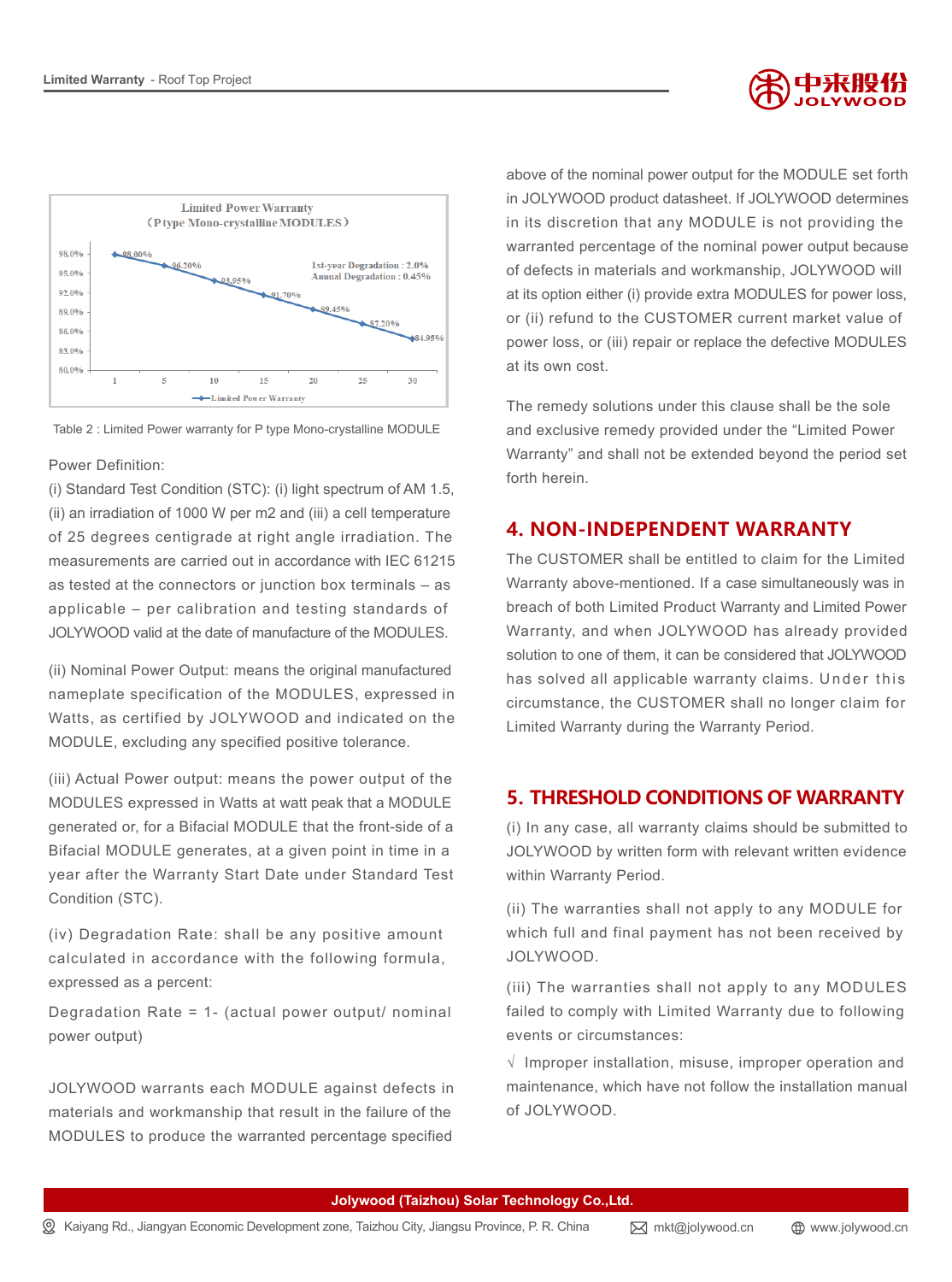Table 2 : Limited Power warranty for P type Mono-crystalline MODULE

Power Definition:

(i) Standard Test Condition (STC): (i) light spectrum of AM 1.5, (ii) an irradiation of 1000 W per m2 and (iii) a cell temperature of 25 degrees centigrade at right angle irradiation. The measurements are carried out in accordance with IEC 61215 as tested at the connectors or junction box terminals – as applicable – per calibration and testing standards of JOLYWOOD valid at the date of manufacture of the MODULES.

(ii) Nominal Power Output: means the original manufactured nameplate specification of the MODULES, expressed in Watts, as certified by JOLYWOOD and indicated on the MODULE, excluding any specified positive tolerance.

(iii) Actual Power output: means the power output of the MODULES expressed in Watts at watt peak that a MODULE generated or, for a Bifacial MODULE that the front-side of a Bifacial MODULE generates, at a given point in time in a year after the Warranty Start Date under Standard Test Condition (STC).

(iv) Degradation Rate: shall be any positive amount calculated in accordance with the following formula, expressed as a percent:

Degradation Rate = 1- (actual power output/ nominal power output)

JOLYWOOD warrants each MODULE against defects in materials and workmanship that result in the failure of the MODULES to produce the warranted percentage specified above of the nominal power output for the MODULE set forth in JOLYWOOD product datasheet. If JOLYWOOD determines in its discretion that any MODULE is not providing the warranted percentage of the nominal power output because of defects in materials and workmanship, JOLYWOOD will at its option either (i) provide extra MODULES for power loss, or (ii) refund to the CUSTOMER current market value of power loss, or (iii) repair or replace the defective MODULES at its own cost.

The remedy solutions under this clause shall be the sole and exclusive remedy provided under the "Limited Power Warranty" and shall not be extended beyond the period set forth herein.

## 4. NON-INDEPENDENT WARRANTY

The CUSTOMER shall be entitled to claim for the Limited Warranty above-mentioned. If a case simultaneously was in breach of both Limited Product Warranty and Limited Power Warranty, and when JOLYWOOD has already provided solution to one of them, it can be considered that JOLYWOOD has solved all applicable warranty claims. Under this circumstance, the CUSTOMER shall no longer claim for Limited Warranty during the Warranty Period.

## 5. THRESHOLD CONDITIONS OF WARRANTY

(i) In any case, all warranty claims should be submitted to JOLYWOOD by written form with relevant written evidence within Warranty Period.

(ii) The warranties shall not apply to any MODULE for which full and final payment has not been received by JOLYWOOD.

(iii) The warranties shall not apply to any MODULES failed to comply with Limited Warranty due to following events or circumstances:

√ Improper installation, misuse, improper operation and maintenance, which have not follow the installation manual of JOLYWOOD.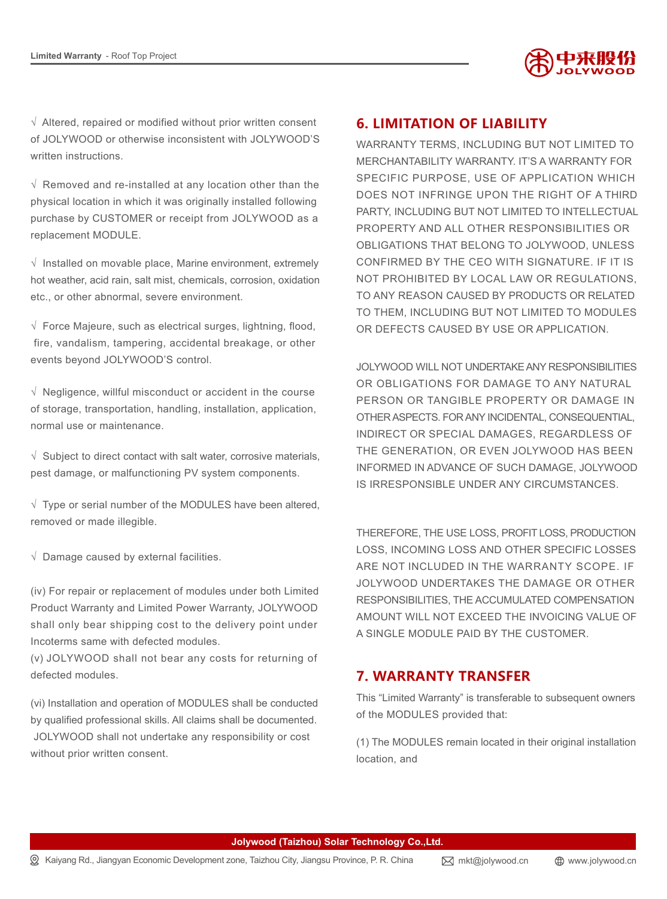√ Altered, repaired or modified without prior written consent of JOLYWOOD or otherwise inconsistent with JOLYWOOD'S written instructions.

√ Removed and re-installed at any location other than the physical location in which it was originally installed following purchase by CUSTOMER or receipt from JOLYWOOD as a replacement MODULE.

√ Installed on movable place, Marine environment, extremely hot weather, acid rain, salt mist, chemicals, corrosion, oxidation etc., or other abnormal, severe environment.

√ Force Majeure, such as electrical surges, lightning, flood, fire, vandalism, tampering, accidental breakage, or other events beyond JOLYWOOD'S control.

√ Negligence, willful misconduct or accident in the course of storage, transportation, handling, installation, application, normal use or maintenance.

√ Subject to direct contact with salt water, corrosive materials, pest damage, or malfunctioning PV system components.

√ Type or serial number of the MODULES have been altered, removed or made illegible.

√ Damage caused by external facilities.

(iv) For repair or replacement of modules under both Limited Product Warranty and Limited Power Warranty, JOLYWOOD shall only bear shipping cost to the delivery point under Incoterms same with defected modules.

(v) JOLYWOOD shall not bear any costs for returning of defected modules.

(vi) Installation and operation of MODULES shall be conducted by qualified professional skills. All claims shall be documented. JOLYWOOD shall not undertake any responsibility or cost without prior written consent.

## 6. LIMITATION OF LIABILITY

WARRANTY TERMS, INCLUDING BUT NOT LIMITED TO MERCHANTABILITY WARRANTY. IT'S A WARRANTY FOR SPECIFIC PURPOSE, USE OF APPLICATION WHICH DOES NOT INFRINGE UPON THE RIGHT OF A THIRD PARTY, INCLUDING BUT NOT LIMITED TO INTELLECTUAL PROPERTY AND ALL OTHER RESPONSIBILITIES OR OBLIGATIONS THAT BELONG TO JOLYWOOD, UNLESS CONFIRMED BY THE CEO WITH SIGNATURE. IF IT IS NOT PROHIBITED BY LOCAL LAW OR REGULATIONS, TO ANY REASON CAUSED BY PRODUCTS OR RELATED TO THEM, INCLUDING BUT NOT LIMITED TO MODULES OR DEFECTS CAUSED BY USE OR APPLICATION.

JOLYWOOD WILL NOT UNDERTAKE ANY RESPONSIBILITIES OR OBLIGATIONS FOR DAMAGE TO ANY NATURAL PERSON OR TANGIBLE PROPERTY OR DAMAGE IN OTHER ASPECTS. FOR ANY INCIDENTAL, CONSEQUENTIAL, INDIRECT OR SPECIAL DAMAGES, REGARDLESS OF THE GENERATION, OR EVEN JOLYWOOD HAS BEEN INFORMED IN ADVANCE OF SUCH DAMAGE, JOLYWOOD IS IRRESPONSIBLE UNDER ANY CIRCUMSTANCES.

THEREFORE, THE USE LOSS, PROFIT LOSS, PRODUCTION LOSS, INCOMING LOSS AND OTHER SPECIFIC LOSSES ARE NOT INCLUDED IN THE WARRANTY SCOPE. IF JOLYWOOD UNDERTAKES THE DAMAGE OR OTHER RESPONSIBILITIES, THE ACCUMULATED COMPENSATION AMOUNT WILL NOT EXCEED THE INVOICING VALUE OF A SINGLE MODULE PAID BY THE CUSTOMER.

## 7. WARRANTY TRANSFER

This "Limited Warranty" is transferable to subsequent owners of the MODULES provided that:

(1) The MODULES remain located in their original installation location, and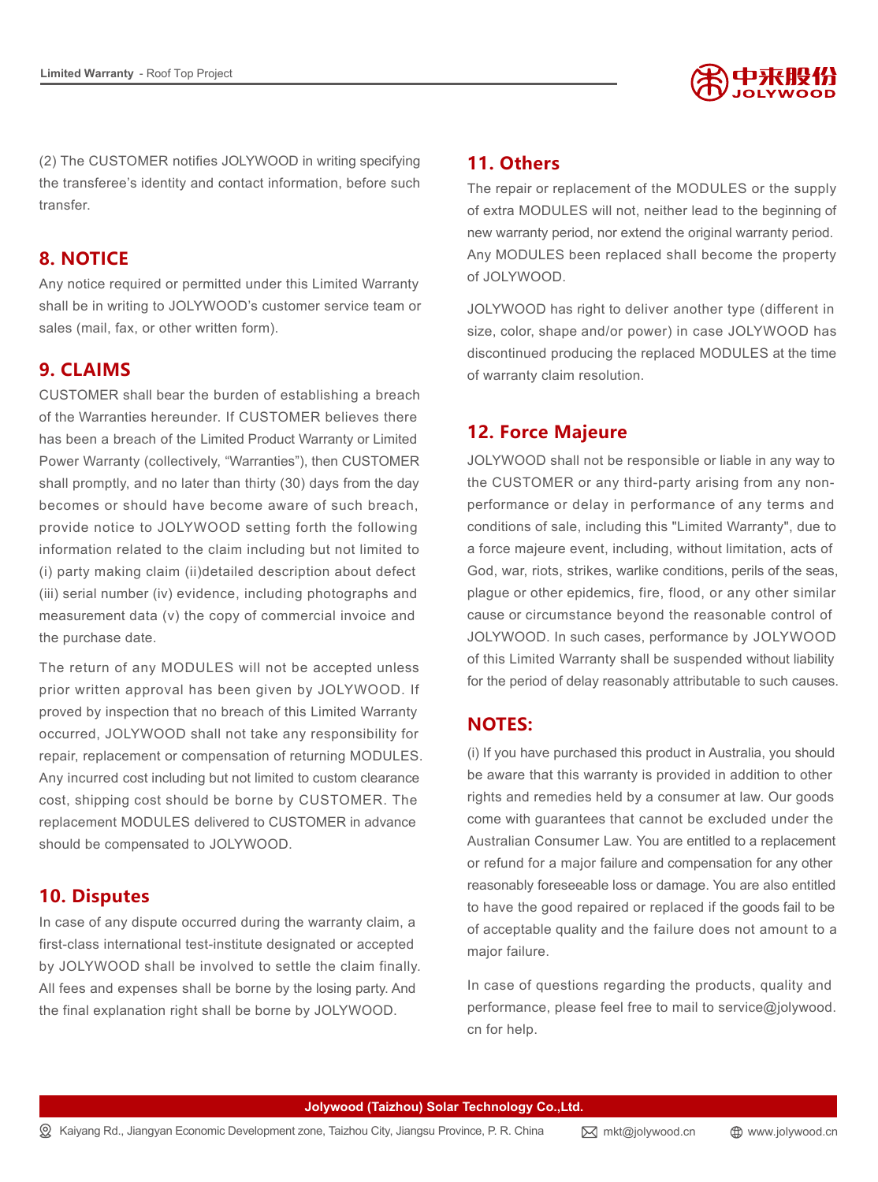(2) The CUSTOMER notifies JOLYWOOD in writing specifying the transferee's identity and contact information, before such transfer.

## 8. NOTICE

Any notice required or permitted under this Limited Warranty shall be in writing to JOLYWOOD's customer service team or sales (mail, fax, or other written form).

## 9. CLAIMS

CUSTOMER shall bear the burden of establishing a breach of the Warranties hereunder. If CUSTOMER believes there has been a breach of the Limited Product Warranty or Limited Power Warranty (collectively, "Warranties"), then CUSTOMER shall promptly, and no later than thirty (30) days from the day becomes or should have become aware of such breach, provide notice to JOLYWOOD setting forth the following information related to the claim including but not limited to (i) party making claim (ii)detailed description about defect (iii) serial number (iv) evidence, including photographs and measurement data (v) the copy of commercial invoice and the purchase date.

The return of any MODULES will not be accepted unless prior written approval has been given by JOLYWOOD. If proved by inspection that no breach of this Limited Warranty occurred, JOLYWOOD shall not take any responsibility for repair, replacement or compensation of returning MODULES. Any incurred cost including but not limited to custom clearance cost, shipping cost should be borne by CUSTOMER. The replacement MODULES delivered to CUSTOMER in advance should be compensated to JOLYWOOD.

## 10. Disputes

In case of any dispute occurred during the warranty claim, a first-class international test-institute designated or accepted by JOLYWOOD shall be involved to settle the claim finally. All fees and expenses shall be borne by the losing party. And the final explanation right shall be borne by JOLYWOOD.

## 11. Others

The repair or replacement of the MODULES or the supply of extra MODULES will not, neither lead to the beginning of new warranty period, nor extend the original warranty period. Any MODULES been replaced shall become the property of JOLYWOOD.

JOLYWOOD has right to deliver another type (different in size, color, shape and/or power) in case JOLYWOOD has discontinued producing the replaced MODULES at the time of warranty claim resolution.

## 12. Force Majeure

JOLYWOOD shall not be responsible or liable in any way to the CUSTOMER or any third-party arising from any non-performance or delay in performance of any terms and conditions of sale, including this "Limited Warranty", due to a force majeure event, including, without limitation, acts of God, war, riots, strikes, warlike conditions, perils of the seas, plague or other epidemics, fire, flood, or any other similar cause or circumstance beyond the reasonable control of JOLYWOOD. In such cases, performance by JOLYWOOD of this Limited Warranty shall be suspended without liability for the period of delay reasonably attributable to such causes.

## NOTES:

(i) If you have purchased this product in Australia, you should be aware that this warranty is provided in addition to other rights and remedies held by a consumer at law. Our goods come with guarantees that cannot be excluded under the Australian Consumer Law. You are entitled to a replacement or refund for a major failure and compensation for any other reasonably foreseeable loss or damage. You are also entitled to have the good repaired or replaced if the goods fail to be of acceptable quality and the failure does not amount to a major failure.

In case of questions regarding the products, quality and performance, please feel free to mail to service@jolywood.cn for help.